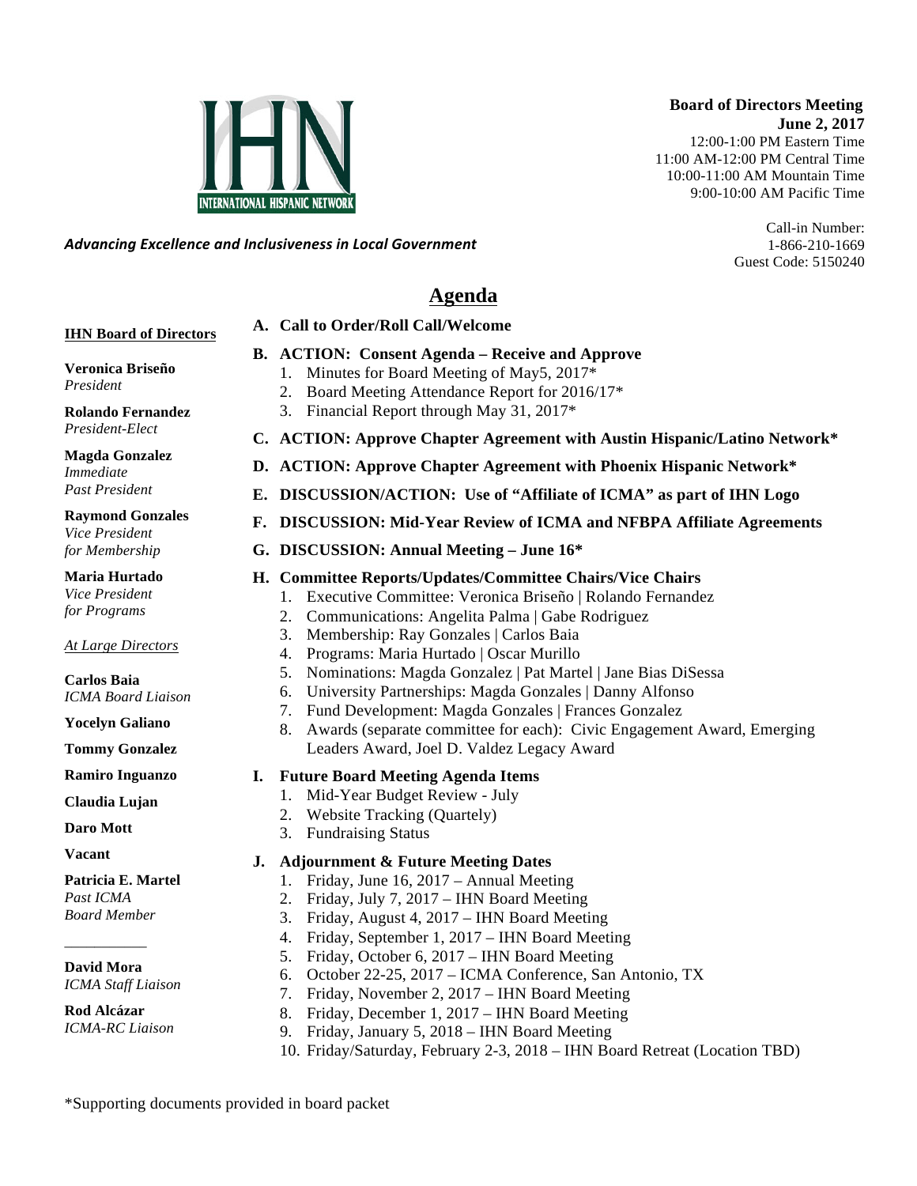INTERNATIONAL HISPANIC NETWORK

*Advancing Excellence and Inclusiveness in Local Government*

**Board of Directors Meeting**
**June 2, 2017**
12:00-1:00 PM Eastern Time
11:00 AM-12:00 PM Central Time
10:00-11:00 AM Mountain Time
9:00-10:00 AM Pacific Time

Call-in Number:
1-866-210-1669
Guest Code: 5150240

# Agenda

**A. Call to Order/Roll Call/Welcome**

**B. ACTION: Consent Agenda – Receive and Approve**
1. Minutes for Board Meeting of May5, 2017*
2. Board Meeting Attendance Report for 2016/17*
3. Financial Report through May 31, 2017*

**C. ACTION: Approve Chapter Agreement with Austin Hispanic/Latino Network***

**D. ACTION: Approve Chapter Agreement with Phoenix Hispanic Network***

**E. DISCUSSION/ACTION: Use of "Affiliate of ICMA" as part of IHN Logo**

**F. DISCUSSION: Mid-Year Review of ICMA and NFBPA Affiliate Agreements**

**G. DISCUSSION: Annual Meeting – June 16***

**H. Committee Reports/Updates/Committee Chairs/Vice Chairs**
1. Executive Committee: Veronica Briseño | Rolando Fernandez
2. Communications: Angelita Palma | Gabe Rodriguez
3. Membership: Ray Gonzales | Carlos Baia
4. Programs: Maria Hurtado | Oscar Murillo
5. Nominations: Magda Gonzalez | Pat Martel | Jane Bias DiSessa
6. University Partnerships: Magda Gonzales | Danny Alfonso
7. Fund Development: Magda Gonzales | Frances Gonzalez
8. Awards (separate committee for each): Civic Engagement Award, Emerging Leaders Award, Joel D. Valdez Legacy Award

**I. Future Board Meeting Agenda Items**
1. Mid-Year Budget Review - July
2. Website Tracking (Quartely)
3. Fundraising Status

**J. Adjournment & Future Meeting Dates**
1. Friday, June 16, 2017 – Annual Meeting
2. Friday, July 7, 2017 – IHN Board Meeting
3. Friday, August 4, 2017 – IHN Board Meeting
4. Friday, September 1, 2017 – IHN Board Meeting
5. Friday, October 6, 2017 – IHN Board Meeting
6. October 22-25, 2017 – ICMA Conference, San Antonio, TX
7. Friday, November 2, 2017 – IHN Board Meeting
8. Friday, December 1, 2017 – IHN Board Meeting
9. Friday, January 5, 2018 – IHN Board Meeting
10. Friday/Saturday, February 2-3, 2018 – IHN Board Retreat (Location TBD)

**IHN Board of Directors**

**Veronica Briseño**
*President*

**Rolando Fernandez**
*President-Elect*

**Magda Gonzalez**
*Immediate Past President*

**Raymond Gonzales**
*Vice President for Membership*

**Maria Hurtado**
*Vice President for Programs*

*At Large Directors*

**Carlos Baia**
*ICMA Board Liaison*

**Yocelyn Galiano**

**Tommy Gonzalez**

**Ramiro Inguanzo**

**Claudia Lujan**

**Daro Mott**

**Vacant**

**Patricia E. Martel**
*Past ICMA Board Member*

---

**David Mora**
*ICMA Staff Liaison*

**Rod Alcázar**
*ICMA-RC Liaison*

*Supporting documents provided in board packet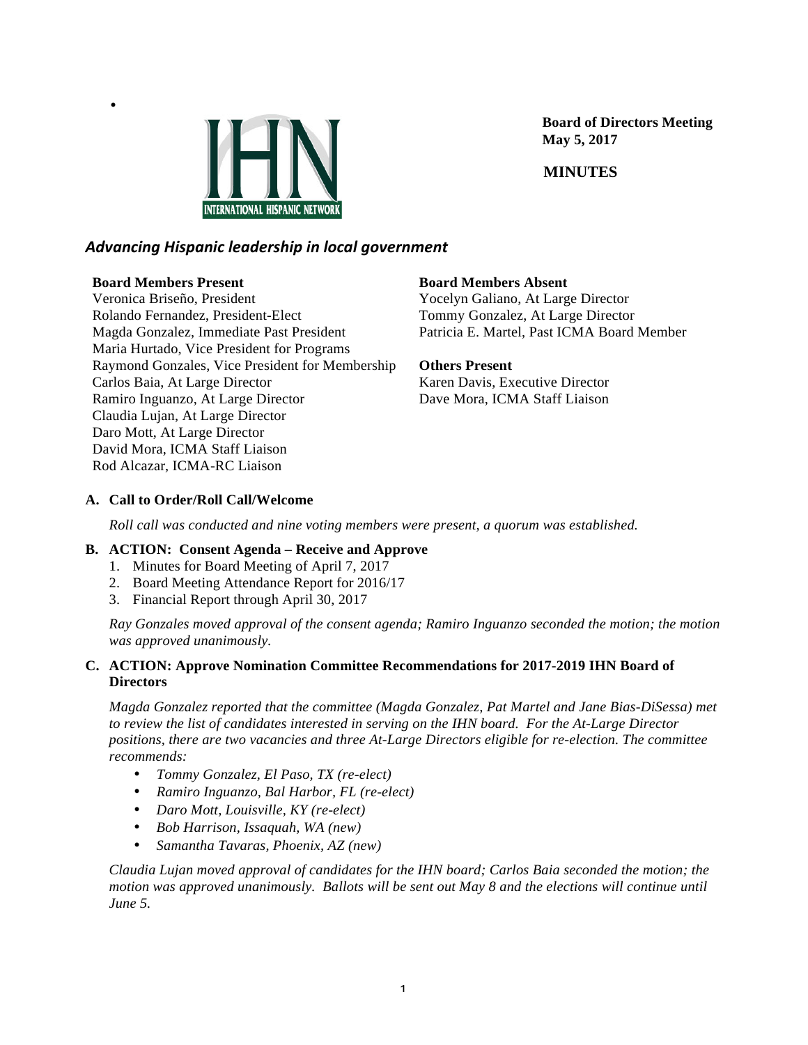•

**Board of Directors Meeting**
**May 5, 2017**

**MINUTES**

***Advancing Hispanic leadership in local government***

**Board Members Present**
Veronica Briseño, President
Rolando Fernandez, President-Elect
Magda Gonzalez, Immediate Past President
Maria Hurtado, Vice President for Programs
Raymond Gonzales, Vice President for Membership
Carlos Baia, At Large Director
Ramiro Inguanzo, At Large Director
Claudia Lujan, At Large Director
Daro Mott, At Large Director
David Mora, ICMA Staff Liaison
Rod Alcazar, ICMA-RC Liaison

**Board Members Absent**
Yocelyn Galiano, At Large Director
Tommy Gonzalez, At Large Director
Patricia E. Martel, Past ICMA Board Member

**Others Present**
Karen Davis, Executive Director
Dave Mora, ICMA Staff Liaison

**A. Call to Order/Roll Call/Welcome**

*Roll call was conducted and nine voting members were present, a quorum was established.*

**B. ACTION: Consent Agenda – Receive and Approve**

1. Minutes for Board Meeting of April 7, 2017
2. Board Meeting Attendance Report for 2016/17
3. Financial Report through April 30, 2017

*Ray Gonzales moved approval of the consent agenda; Ramiro Inguanzo seconded the motion; the motion was approved unanimously.*

**C. ACTION: Approve Nomination Committee Recommendations for 2017-2019 IHN Board of Directors**

*Magda Gonzalez reported that the committee (Magda Gonzalez, Pat Martel and Jane Bias-DiSessa) met to review the list of candidates interested in serving on the IHN board. For the At-Large Director positions, there are two vacancies and three At-Large Directors eligible for re-election. The committee recommends:*

- *Tommy Gonzalez, El Paso, TX (re-elect)*
- *Ramiro Inguanzo, Bal Harbor, FL (re-elect)*
- *Daro Mott, Louisville, KY (re-elect)*
- *Bob Harrison, Issaquah, WA (new)*
- *Samantha Tavaras, Phoenix, AZ (new)*

*Claudia Lujan moved approval of candidates for the IHN board; Carlos Baia seconded the motion; the motion was approved unanimously. Ballots will be sent out May 8 and the elections will continue until June 5.*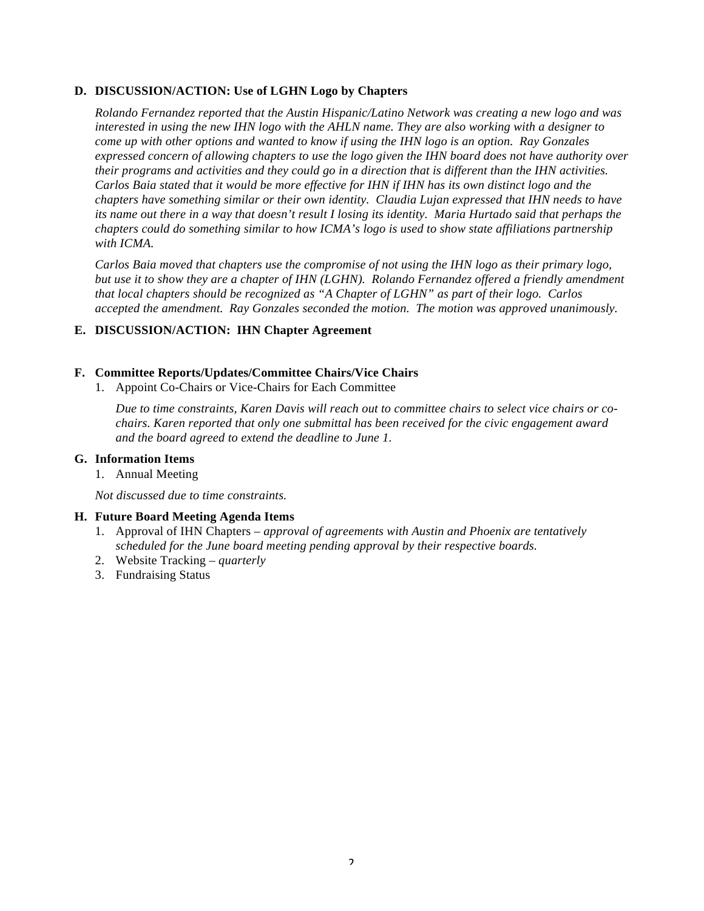**D. DISCUSSION/ACTION: Use of LGHN Logo by Chapters**

*Rolando Fernandez reported that the Austin Hispanic/Latino Network was creating a new logo and was interested in using the new IHN logo with the AHLN name. They are also working with a designer to come up with other options and want to know if using the IHN logo is an option. Ray Gonzales expressed concern of allowing chapters to use the logo given the IHN board does not have authority over their programs and activities and they could go in a direction that is different than the IHN activities. Carlos Baia stated that it would be more effective for IHN if IHN has its own distinct logo and the chapters have something similar or their own identity. Claudia Lujan expressed that IHN needs to have its name out there in a way that doesn't result I losing its identity. Maria Hurtado said that perhaps the chapters could do something similar to how ICMA's logo is used to show state affiliations partnership with ICMA.*

*Carlos Baia moved that chapters use the compromise of not using the IHN logo as their primary logo, but use it to show they are a chapter of IHN (LGHN). Rolando Fernandez offered a friendly amendment that local chapters should be recognized as "A Chapter of LGHN" as part of their logo. Carlos accepted the amendment. Ray Gonzales seconded the motion. The motion was approved unanimously.*

**E. DISCUSSION/ACTION: IHN Chapter Agreement**

**F. Committee Reports/Updates/Committee Chairs/Vice Chairs**

1. Appoint Co-Chairs or Vice-Chairs for Each Committee

   *Due to time constraints, Karen Davis will reach out to committee chairs to select vice chairs or co-chairs. Karen reported that only one submittal has been received for the civic engagement award and the board agreed to extend the deadline to June 1.*

**G. Information Items**

1. Annual Meeting

*Not discussed due to time constraints.*

**H. Future Board Meeting Agenda Items**

1. Approval of IHN Chapters – *approval of agreements with Austin and Phoenix are tentatively scheduled for the June board meeting pending approval by their respective boards.*
2. Website Tracking – *quarterly*
3. Fundraising Status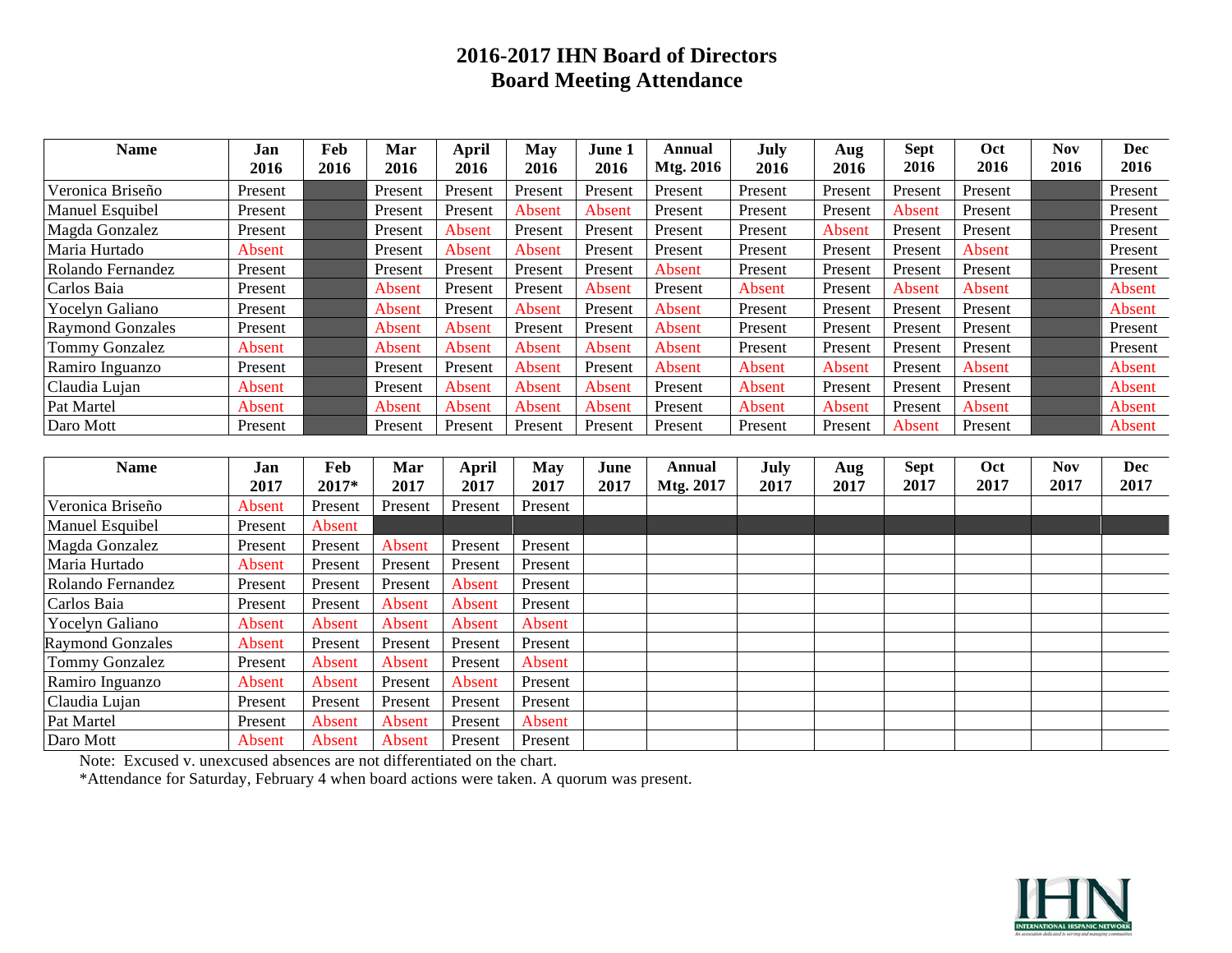# 2016-2017 IHN Board of Directors
# Board Meeting Attendance

| Name | Jan 2016 | Feb 2016 | Mar 2016 | April 2016 | May 2016 | June 1 2016 | Annual Mtg. 2016 | July 2016 | Aug 2016 | Sept 2016 | Oct 2016 | Nov 2016 | Dec 2016 |
|---|---|---|---|---|---|---|---|---|---|---|---|---|---|
| Veronica Briseño | Present | | Present | Present | Present | Present | Present | Present | Present | Present | Present | | Present |
| Manuel Esquibel | Present | | Present | Present | Absent | Absent | Present | Present | Present | Absent | Present | | Present |
| Magda Gonzalez | Present | | Present | Absent | Present | Present | Present | Present | Absent | Present | Present | | Present |
| Maria Hurtado | Absent | | Present | Absent | Absent | Present | Present | Present | Present | Present | Absent | | Present |
| Rolando Fernandez | Present | | Present | Present | Present | Present | Absent | Present | Present | Present | Present | | Present |
| Carlos Baia | Present | | Absent | Present | Present | Absent | Present | Absent | Present | Absent | Absent | | Absent |
| Yocelyn Galiano | Present | | Absent | Present | Absent | Present | Absent | Present | Present | Present | Present | | Absent |
| Raymond Gonzales | Present | | Absent | Absent | Present | Present | Absent | Present | Present | Present | Present | | Present |
| Tommy Gonzalez | Absent | | Absent | Absent | Absent | Absent | Absent | Present | Present | Present | Present | | Present |
| Ramiro Inguanzo | Present | | Present | Present | Absent | Present | Absent | Absent | Absent | Present | Absent | | Absent |
| Claudia Lujan | Absent | | Present | Absent | Absent | Absent | Present | Absent | Present | Present | Present | | Absent |
| Pat Martel | Absent | | Absent | Absent | Absent | Absent | Present | Absent | Absent | Present | Absent | | Absent |
| Daro Mott | Present | | Present | Present | Present | Present | Present | Present | Present | Absent | Present | | Absent |

| Name | Jan 2017 | Feb 2017* | Mar 2017 | April 2017 | May 2017 | June 2017 | Annual Mtg. 2017 | July 2017 | Aug 2017 | Sept 2017 | Oct 2017 | Nov 2017 | Dec 2017 |
|---|---|---|---|---|---|---|---|---|---|---|---|---|---|
| Veronica Briseño | Absent | Present | Present | Present | Present | | | | | | | | |
| Manuel Esquibel | Present | Absent | | | | | | | | | | | |
| Magda Gonzalez | Present | Present | Absent | Present | Present | | | | | | | | |
| Maria Hurtado | Absent | Present | Present | Present | Present | | | | | | | | |
| Rolando Fernandez | Present | Present | Present | Absent | Present | | | | | | | | |
| Carlos Baia | Present | Present | Absent | Absent | Present | | | | | | | | |
| Yocelyn Galiano | Absent | Absent | Absent | Absent | Absent | | | | | | | | |
| Raymond Gonzales | Absent | Present | Present | Present | Present | | | | | | | | |
| Tommy Gonzalez | Present | Absent | Absent | Present | Absent | | | | | | | | |
| Ramiro Inguanzo | Absent | Absent | Present | Absent | Present | | | | | | | | |
| Claudia Lujan | Present | Present | Present | Present | Present | | | | | | | | |
| Pat Martel | Present | Absent | Absent | Present | Absent | | | | | | | | |
| Daro Mott | Absent | Absent | Absent | Present | Present | | | | | | | | |

Note: Excused v. unexcused absences are not differentiated on the chart.

*Attendance for Saturday, February 4 when board actions were taken. A quorum was present.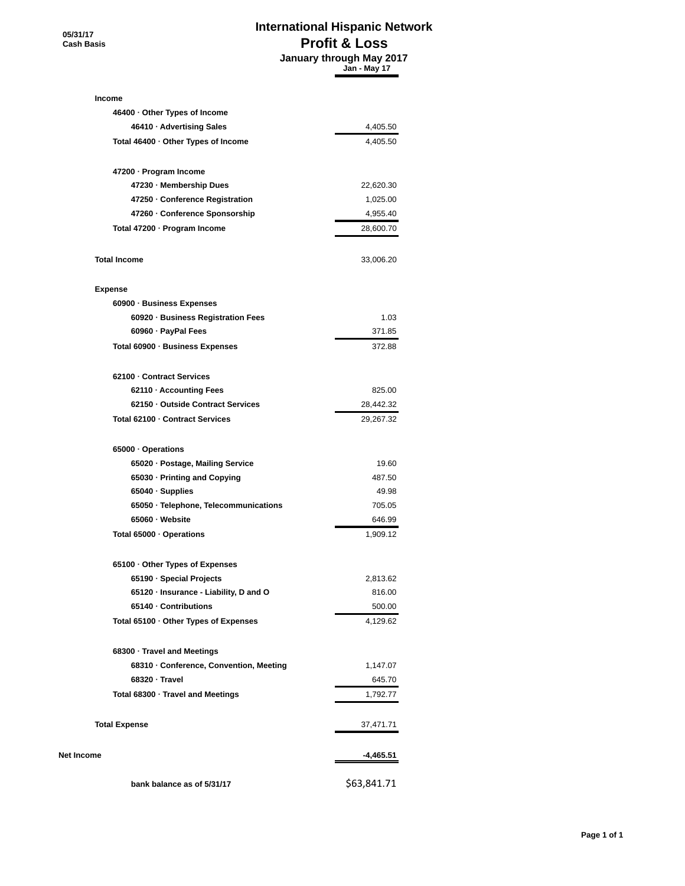05/31/17
Cash Basis

# International Hispanic Network

## Profit & Loss

### January through May 2017

| | Jan - May 17 |
|---|---|
| **Income** | |
| **46400 · Other Types of Income** | |
| **46410 · Advertising Sales** | 4,405.50 |
| **Total 46400 · Other Types of Income** | 4,405.50 |
| | |
| **47200 · Program Income** | |
| **47230 · Membership Dues** | 22,620.30 |
| **47250 · Conference Registration** | 1,025.00 |
| **47260 · Conference Sponsorship** | 4,955.40 |
| **Total 47200 · Program Income** | 28,600.70 |
| | |
| **Total Income** | 33,006.20 |
| | |
| **Expense** | |
| **60900 · Business Expenses** | |
| **60920 · Business Registration Fees** | 1.03 |
| **60960 · PayPal Fees** | 371.85 |
| **Total 60900 · Business Expenses** | 372.88 |
| | |
| **62100 · Contract Services** | |
| **62110 · Accounting Fees** | 825.00 |
| **62150 · Outside Contract Services** | 28,442.32 |
| **Total 62100 · Contract Services** | 29,267.32 |
| | |
| **65000 · Operations** | |
| **65020 · Postage, Mailing Service** | 19.60 |
| **65030 · Printing and Copying** | 487.50 |
| **65040 · Supplies** | 49.98 |
| **65050 · Telephone, Telecommunications** | 705.05 |
| **65060 · Website** | 646.99 |
| **Total 65000 · Operations** | 1,909.12 |
| | |
| **65100 · Other Types of Expenses** | |
| **65190 · Special Projects** | 2,813.62 |
| **65120 · Insurance - Liability, D and O** | 816.00 |
| **65140 · Contributions** | 500.00 |
| **Total 65100 · Other Types of Expenses** | 4,129.62 |
| | |
| **68300 · Travel and Meetings** | |
| **68310 · Conference, Convention, Meeting** | 1,147.07 |
| **68320 · Travel** | 645.70 |
| **Total 68300 · Travel and Meetings** | 1,792.77 |
| | |
| **Total Expense** | 37,471.71 |
| | |
| **Net Income** | **-4,465.51** |
| | |
| **bank balance as of 5/31/17** | $63,841.71 |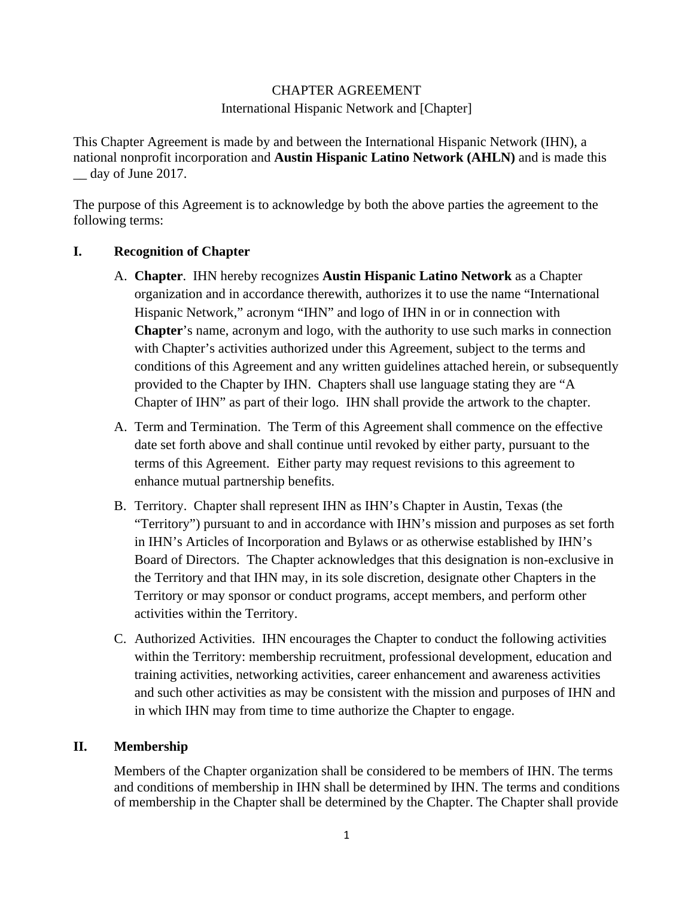CHAPTER AGREEMENT

International Hispanic Network and [Chapter]

This Chapter Agreement is made by and between the International Hispanic Network (IHN), a national nonprofit incorporation and **Austin Hispanic Latino Network (AHLN)** and is made this __ day of June 2017.

The purpose of this Agreement is to acknowledge by both the above parties the agreement to the following terms:

## I. Recognition of Chapter

A. **Chapter**. IHN hereby recognizes **Austin Hispanic Latino Network** as a Chapter organization and in accordance therewith, authorizes it to use the name "International Hispanic Network," acronym "IHN" and logo of IHN in or in connection with **Chapter**'s name, acronym and logo, with the authority to use such marks in connection with Chapter's activities authorized under this Agreement, subject to the terms and conditions of this Agreement and any written guidelines attached herein, or subsequently provided to the Chapter by IHN. Chapters shall use language stating they are "A Chapter of IHN" as part of their logo. IHN shall provide the artwork to the chapter.

A. Term and Termination. The Term of this Agreement shall commence on the effective date set forth above and shall continue until revoked by either party, pursuant to the terms of this Agreement. Either party may request revisions to this agreement to enhance mutual partnership benefits.

B. Territory. Chapter shall represent IHN as IHN's Chapter in Austin, Texas (the "Territory") pursuant to and in accordance with IHN's mission and purposes as set forth in IHN's Articles of Incorporation and Bylaws or as otherwise established by IHN's Board of Directors. The Chapter acknowledges that this designation is non-exclusive in the Territory and that IHN may, in its sole discretion, designate other Chapters in the Territory or may sponsor or conduct programs, accept members, and perform other activities within the Territory.

C. Authorized Activities. IHN encourages the Chapter to conduct the following activities within the Territory: membership recruitment, professional development, education and training activities, networking activities, career enhancement and awareness activities and such other activities as may be consistent with the mission and purposes of IHN and in which IHN may from time to time authorize the Chapter to engage.

## II. Membership

Members of the Chapter organization shall be considered to be members of IHN. The terms and conditions of membership in IHN shall be determined by IHN. The terms and conditions of membership in the Chapter shall be determined by the Chapter. The Chapter shall provide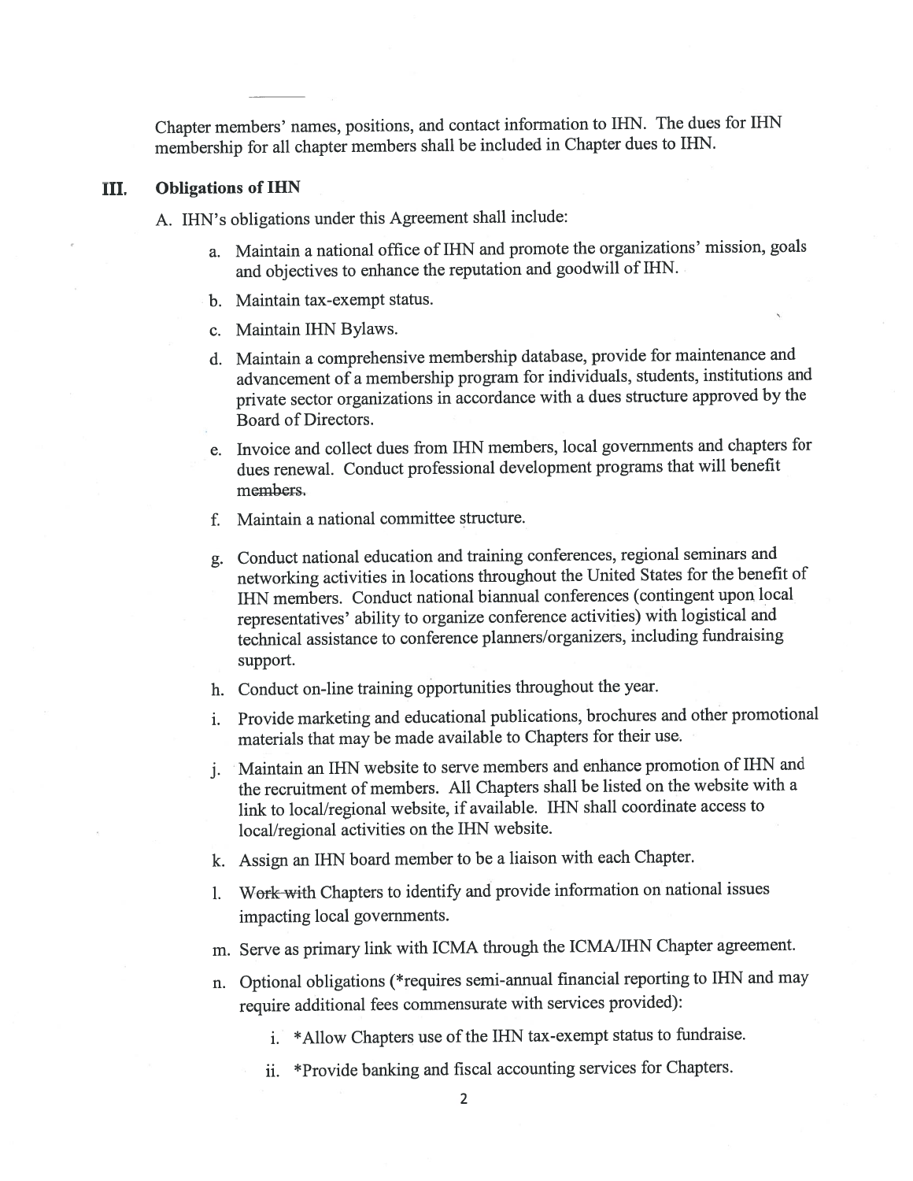Chapter members' names, positions, and contact information to IHN. The dues for IHN membership for all chapter members shall be included in Chapter dues to IHN.

## III. Obligations of IHN

A. IHN's obligations under this Agreement shall include:

a. Maintain a national office of IHN and promote the organizations' mission, goals and objectives to enhance the reputation and goodwill of IHN.

b. Maintain tax-exempt status.

c. Maintain IHN Bylaws.

d. Maintain a comprehensive membership database, provide for maintenance and advancement of a membership program for individuals, students, institutions and private sector organizations in accordance with a dues structure approved by the Board of Directors.

e. Invoice and collect dues from IHN members, local governments and chapters for dues renewal. Conduct professional development programs that will benefit members.

f. Maintain a national committee structure.

g. Conduct national education and training conferences, regional seminars and networking activities in locations throughout the United States for the benefit of IHN members. Conduct national biannual conferences (contingent upon local representatives' ability to organize conference activities) with logistical and technical assistance to conference planners/organizers, including fundraising support.

h. Conduct on-line training opportunities throughout the year.

i. Provide marketing and educational publications, brochures and other promotional materials that may be made available to Chapters for their use.

j. Maintain an IHN website to serve members and enhance promotion of IHN and the recruitment of members. All Chapters shall be listed on the website with a link to local/regional website, if available. IHN shall coordinate access to local/regional activities on the IHN website.

k. Assign an IHN board member to be a liaison with each Chapter.

l. Work with Chapters to identify and provide information on national issues impacting local governments.

m. Serve as primary link with ICMA through the ICMA/IHN Chapter agreement.

n. Optional obligations (*requires semi-annual financial reporting to IHN and may require additional fees commensurate with services provided):

   i. *Allow Chapters use of the IHN tax-exempt status to fundraise.

   ii. *Provide banking and fiscal accounting services for Chapters.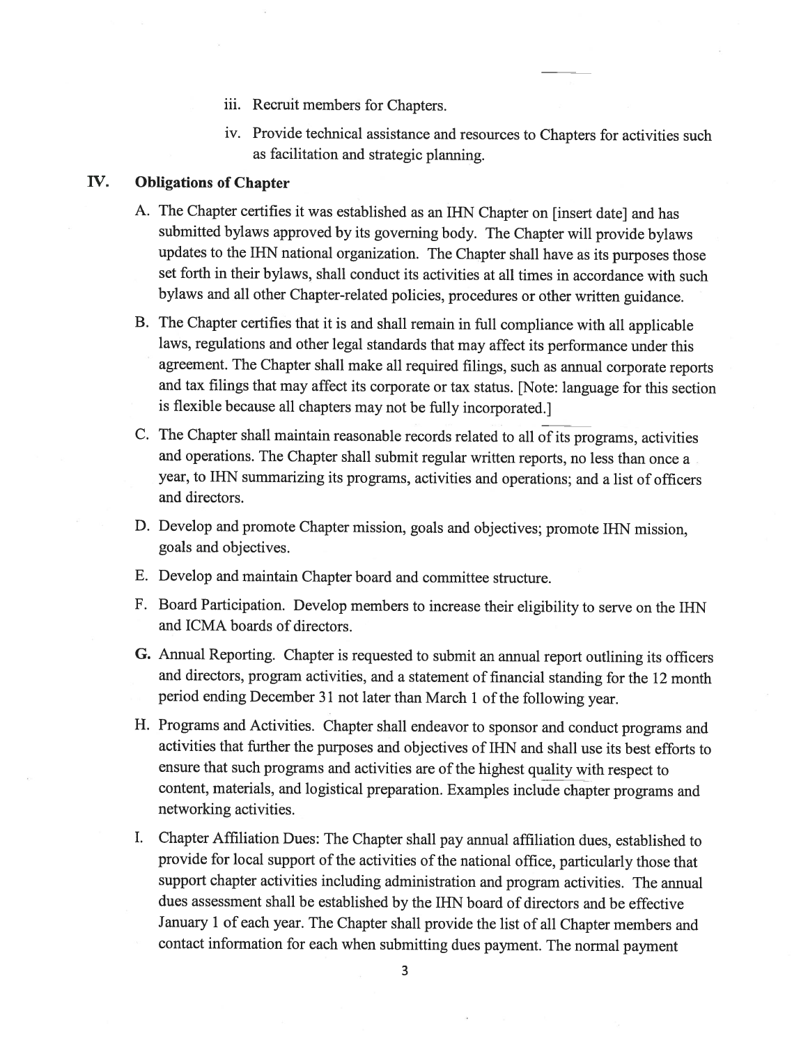iii. Recruit members for Chapters.

iv. Provide technical assistance and resources to Chapters for activities such as facilitation and strategic planning.

## IV. Obligations of Chapter

A. The Chapter certifies it was established as an IHN Chapter on [insert date] and has submitted bylaws approved by its governing body. The Chapter will provide bylaws updates to the IHN national organization. The Chapter shall have as its purposes those set forth in their bylaws, shall conduct its activities at all times in accordance with such bylaws and all other Chapter-related policies, procedures or other written guidance.

B. The Chapter certifies that it is and shall remain in full compliance with all applicable laws, regulations and other legal standards that may affect its performance under this agreement. The Chapter shall make all required filings, such as annual corporate reports and tax filings that may affect its corporate or tax status. [Note: language for this section is flexible because all chapters may not be fully incorporated.]

C. The Chapter shall maintain reasonable records related to all of its programs, activities and operations. The Chapter shall submit regular written reports, no less than once a year, to IHN summarizing its programs, activities and operations; and a list of officers and directors.

D. Develop and promote Chapter mission, goals and objectives; promote IHN mission, goals and objectives.

E. Develop and maintain Chapter board and committee structure.

F. Board Participation. Develop members to increase their eligibility to serve on the IHN and ICMA boards of directors.

G. Annual Reporting. Chapter is requested to submit an annual report outlining its officers and directors, program activities, and a statement of financial standing for the 12 month period ending December 31 not later than March 1 of the following year.

H. Programs and Activities. Chapter shall endeavor to sponsor and conduct programs and activities that further the purposes and objectives of IHN and shall use its best efforts to ensure that such programs and activities are of the highest quality with respect to content, materials, and logistical preparation. Examples include chapter programs and networking activities.

I. Chapter Affiliation Dues: The Chapter shall pay annual affiliation dues, established to provide for local support of the activities of the national office, particularly those that support chapter activities including administration and program activities. The annual dues assessment shall be established by the IHN board of directors and be effective January 1 of each year. The Chapter shall provide the list of all Chapter members and contact information for each when submitting dues payment. The normal payment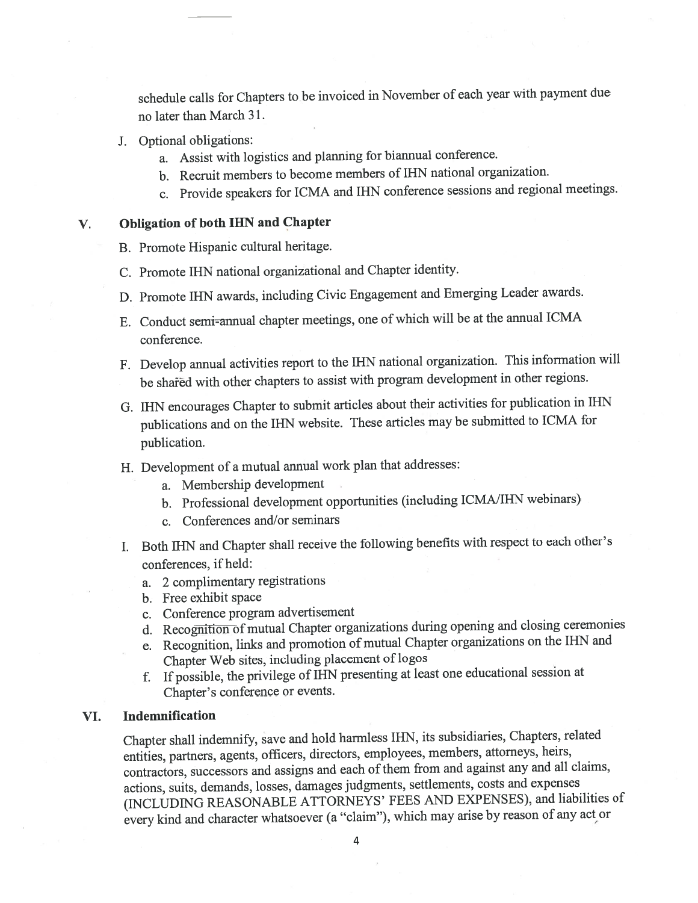schedule calls for Chapters to be invoiced in November of each year with payment due no later than March 31.

J. Optional obligations:
   a. Assist with logistics and planning for biannual conference.
   b. Recruit members to become members of IHN national organization.
   c. Provide speakers for ICMA and IHN conference sessions and regional meetings.

## V. Obligation of both IHN and Chapter

B. Promote Hispanic cultural heritage.

C. Promote IHN national organizational and Chapter identity.

D. Promote IHN awards, including Civic Engagement and Emerging Leader awards.

E. Conduct ~~semi-annual~~ chapter meetings, one of which will be at the annual ICMA conference.

F. Develop annual activities report to the IHN national organization. This information will be shared with other chapters to assist with program development in other regions.

G. IHN encourages Chapter to submit articles about their activities for publication in IHN publications and on the IHN website. These articles may be submitted to ICMA for publication.

H. Development of a mutual annual work plan that addresses:
   a. Membership development
   b. Professional development opportunities (including ICMA/IHN webinars)
   c. Conferences and/or seminars

I. Both IHN and Chapter shall receive the following benefits with respect to each other's conferences, if held:
   a. 2 complimentary registrations
   b. Free exhibit space
   c. Conference program advertisement
   d. Recognition of mutual Chapter organizations during opening and closing ceremonies
   e. Recognition, links and promotion of mutual Chapter organizations on the IHN and Chapter Web sites, including placement of logos
   f. If possible, the privilege of IHN presenting at least one educational session at Chapter's conference or events.

## VI. Indemnification

Chapter shall indemnify, save and hold harmless IHN, its subsidiaries, Chapters, related entities, partners, agents, officers, directors, employees, members, attorneys, heirs, contractors, successors and assigns and each of them from and against any and all claims, actions, suits, demands, losses, damages judgments, settlements, costs and expenses (INCLUDING REASONABLE ATTORNEYS' FEES AND EXPENSES), and liabilities of every kind and character whatsoever (a "claim"), which may arise by reason of any act or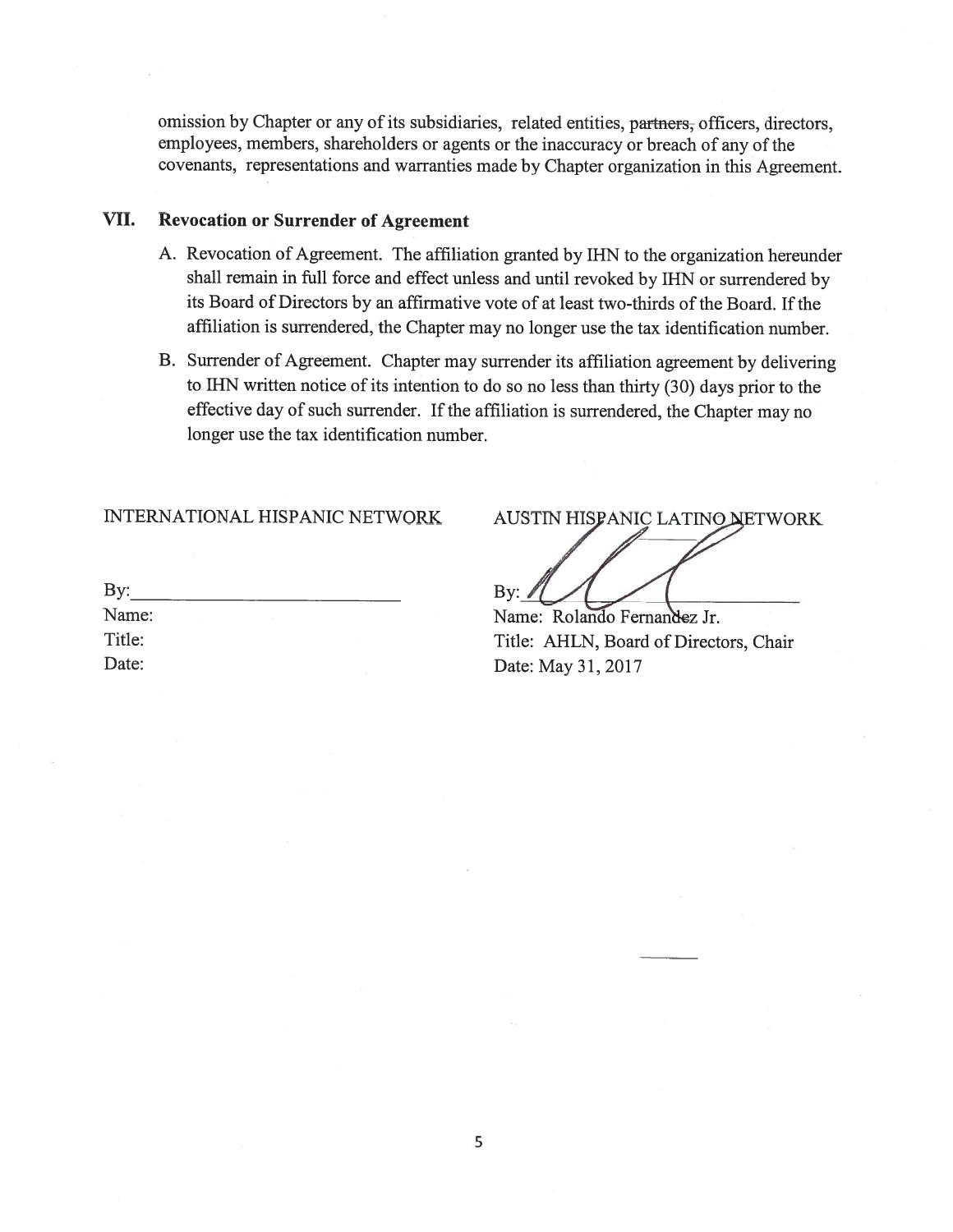omission by Chapter or any of its subsidiaries, related entities, ~~partners,~~ officers, directors, employees, members, shareholders or agents or the inaccuracy or breach of any of the covenants, representations and warranties made by Chapter organization in this Agreement.

## VII. Revocation or Surrender of Agreement

A. Revocation of Agreement. The affiliation granted by IHN to the organization hereunder shall remain in full force and effect unless and until revoked by IHN or surrendered by its Board of Directors by an affirmative vote of at least two-thirds of the Board. If the affiliation is surrendered, the Chapter may no longer use the tax identification number.

B. Surrender of Agreement. Chapter may surrender its affiliation agreement by delivering to IHN written notice of its intention to do so no less than thirty (30) days prior to the effective day of such surrender. If the affiliation is surrendered, the Chapter may no longer use the tax identification number.

INTERNATIONAL HISPANIC NETWORK

By:\_\_\_\_\_\_\_\_\_\_\_\_\_\_\_\_\_\_\_\_\_\_\_\_\_\_
Name:
Title:
Date:

AUSTIN HISPANIC LATINO NETWORK

By: [signature]
Name: Rolando Fernandez Jr.
Title: AHLN, Board of Directors, Chair
Date: May 31, 2017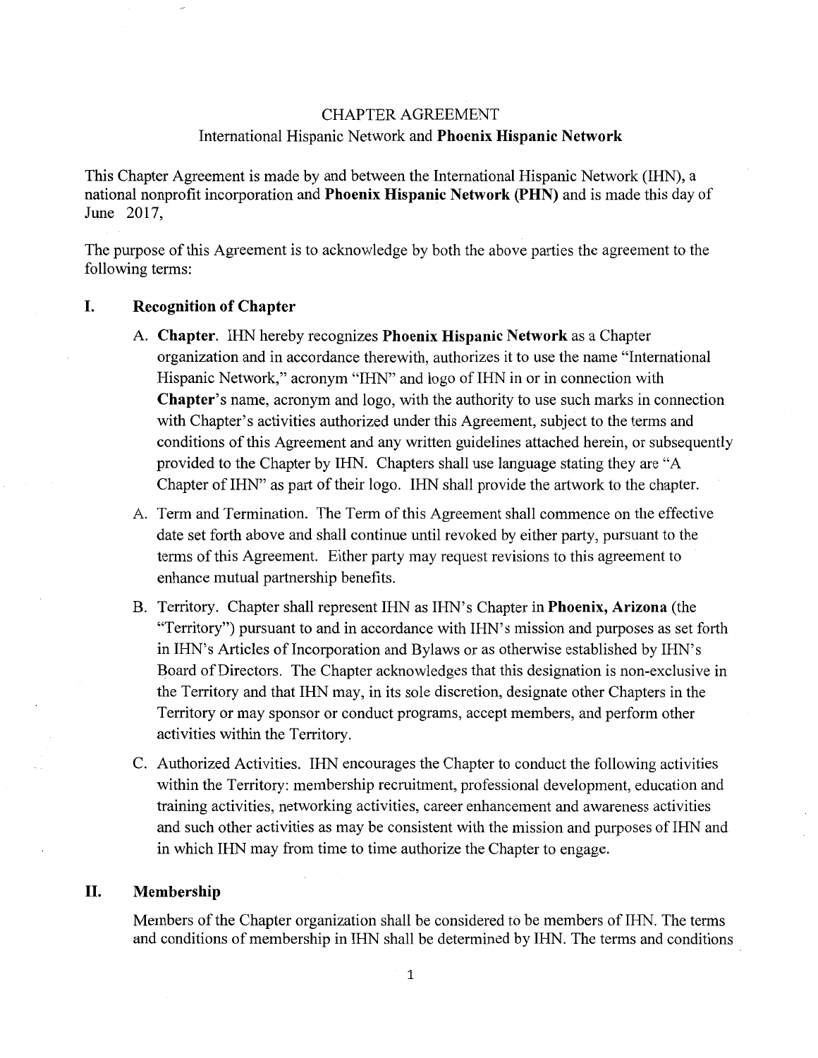CHAPTER AGREEMENT

International Hispanic Network and **Phoenix Hispanic Network**

This Chapter Agreement is made by and between the International Hispanic Network (IHN), a national nonprofit incorporation and **Phoenix Hispanic Network (PHN)** and is made this day of June 2017,

The purpose of this Agreement is to acknowledge by both the above parties the agreement to the following terms:

**I. Recognition of Chapter**

A. **Chapter**. IHN hereby recognizes **Phoenix Hispanic Network** as a Chapter organization and in accordance therewith, authorizes it to use the name "International Hispanic Network," acronym "IHN" and logo of IHN in or in connection with **Chapter**'s name, acronym and logo, with the authority to use such marks in connection with Chapter's activities authorized under this Agreement, subject to the terms and conditions of this Agreement and any written guidelines attached herein, or subsequently provided to the Chapter by IHN. Chapters shall use language stating they are "A Chapter of IHN" as part of their logo. IHN shall provide the artwork to the chapter.

A. Term and Termination. The Term of this Agreement shall commence on the effective date set forth above and shall continue until revoked by either party, pursuant to the terms of this Agreement. Either party may request revisions to this agreement to enhance mutual partnership benefits.

B. Territory. Chapter shall represent IHN as IHN's Chapter in **Phoenix, Arizona** (the "Territory") pursuant to and in accordance with IHN's mission and purposes as set forth in IHN's Articles of Incorporation and Bylaws or as otherwise established by IHN's Board of Directors. The Chapter acknowledges that this designation is non-exclusive in the Territory and that IHN may, in its sole discretion, designate other Chapters in the Territory or may sponsor or conduct programs, accept members, and perform other activities within the Territory.

C. Authorized Activities. IHN encourages the Chapter to conduct the following activities within the Territory: membership recruitment, professional development, education and training activities, networking activities, career enhancement and awareness activities and such other activities as may be consistent with the mission and purposes of IHN and in which IHN may from time to time authorize the Chapter to engage.

**II. Membership**

Members of the Chapter organization shall be considered to be members of IHN. The terms and conditions of membership in IHN shall be determined by IHN. The terms and conditions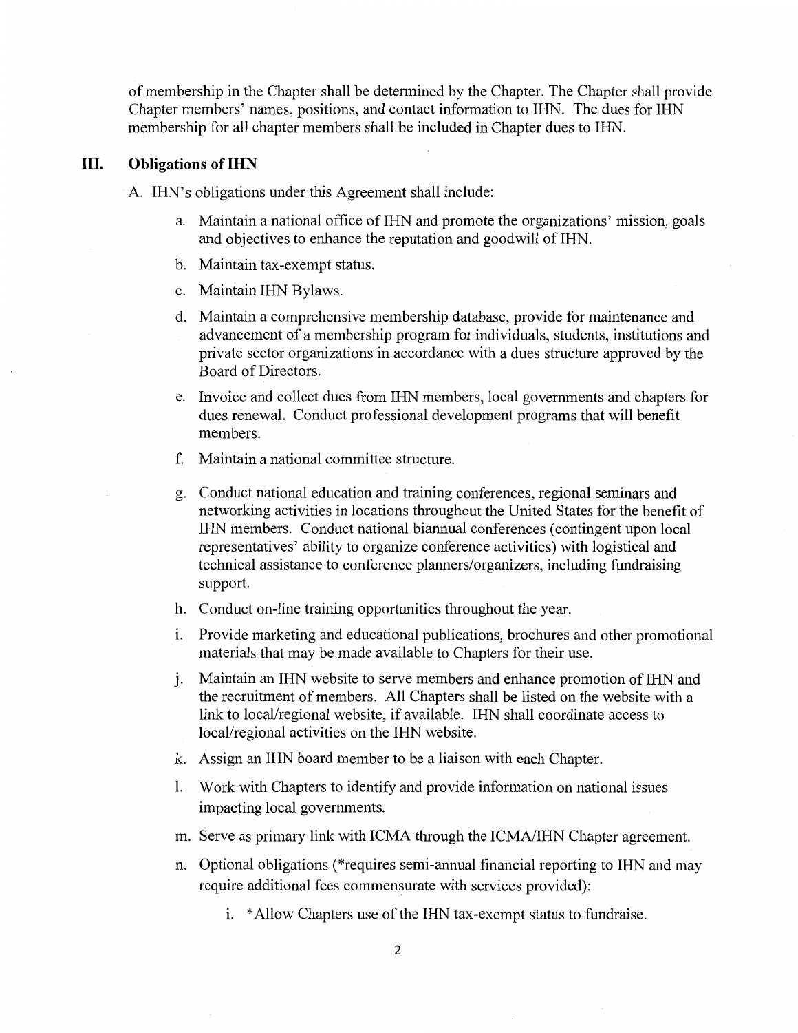of membership in the Chapter shall be determined by the Chapter. The Chapter shall provide Chapter members' names, positions, and contact information to IHN. The dues for IHN membership for all chapter members shall be included in Chapter dues to IHN.

## III. Obligations of IHN

A. IHN's obligations under this Agreement shall include:

a. Maintain a national office of IHN and promote the organizations' mission, goals and objectives to enhance the reputation and goodwill of IHN.

b. Maintain tax-exempt status.

c. Maintain IHN Bylaws.

d. Maintain a comprehensive membership database, provide for maintenance and advancement of a membership program for individuals, students, institutions and private sector organizations in accordance with a dues structure approved by the Board of Directors.

e. Invoice and collect dues from IHN members, local governments and chapters for dues renewal. Conduct professional development programs that will benefit members.

f. Maintain a national committee structure.

g. Conduct national education and training conferences, regional seminars and networking activities in locations throughout the United States for the benefit of IHN members. Conduct national biannual conferences (contingent upon local representatives' ability to organize conference activities) with logistical and technical assistance to conference planners/organizers, including fundraising support.

h. Conduct on-line training opportunities throughout the year.

i. Provide marketing and educational publications, brochures and other promotional materials that may be made available to Chapters for their use.

j. Maintain an IHN website to serve members and enhance promotion of IHN and the recruitment of members. All Chapters shall be listed on the website with a link to local/regional website, if available. IHN shall coordinate access to local/regional activities on the IHN website.

k. Assign an IHN board member to be a liaison with each Chapter.

l. Work with Chapters to identify and provide information on national issues impacting local governments.

m. Serve as primary link with ICMA through the ICMA/IHN Chapter agreement.

n. Optional obligations (*requires semi-annual financial reporting to IHN and may require additional fees commensurate with services provided):

   i. *Allow Chapters use of the IHN tax-exempt status to fundraise.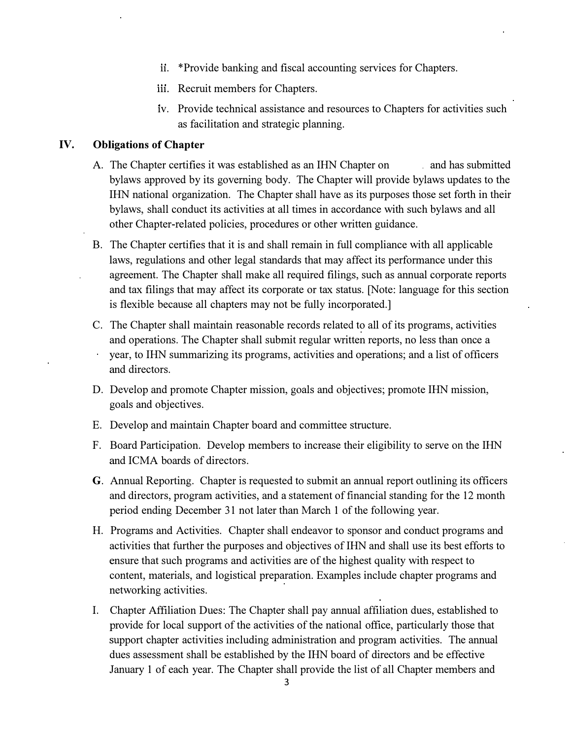ii. *Provide banking and fiscal accounting services for Chapters.

iii. Recruit members for Chapters.

iv. Provide technical assistance and resources to Chapters for activities such as facilitation and strategic planning.

## IV. Obligations of Chapter

A. The Chapter certifies it was established as an IHN Chapter on and has submitted bylaws approved by its governing body. The Chapter will provide bylaws updates to the IHN national organization. The Chapter shall have as its purposes those set forth in their bylaws, shall conduct its activities at all times in accordance with such bylaws and all other Chapter-related policies, procedures or other written guidance.

B. The Chapter certifies that it is and shall remain in full compliance with all applicable laws, regulations and other legal standards that may affect its performance under this agreement. The Chapter shall make all required filings, such as annual corporate reports and tax filings that may affect its corporate or tax status. [Note: language for this section is flexible because all chapters may not be fully incorporated.]

C. The Chapter shall maintain reasonable records related to all of its programs, activities and operations. The Chapter shall submit regular written reports, no less than once a year, to IHN summarizing its programs, activities and operations; and a list of officers and directors.

D. Develop and promote Chapter mission, goals and objectives; promote IHN mission, goals and objectives.

E. Develop and maintain Chapter board and committee structure.

F. Board Participation. Develop members to increase their eligibility to serve on the IHN and ICMA boards of directors.

**G**. Annual Reporting. Chapter is requested to submit an annual report outlining its officers and directors, program activities, and a statement of financial standing for the 12 month period ending December 31 not later than March 1 of the following year.

H. Programs and Activities. Chapter shall endeavor to sponsor and conduct programs and activities that further the purposes and objectives of IHN and shall use its best efforts to ensure that such programs and activities are of the highest quality with respect to content, materials, and logistical preparation. Examples include chapter programs and networking activities.

I. Chapter Affiliation Dues: The Chapter shall pay annual affiliation dues, established to provide for local support of the activities of the national office, particularly those that support chapter activities including administration and program activities. The annual dues assessment shall be established by the IHN board of directors and be effective January 1 of each year. The Chapter shall provide the list of all Chapter members and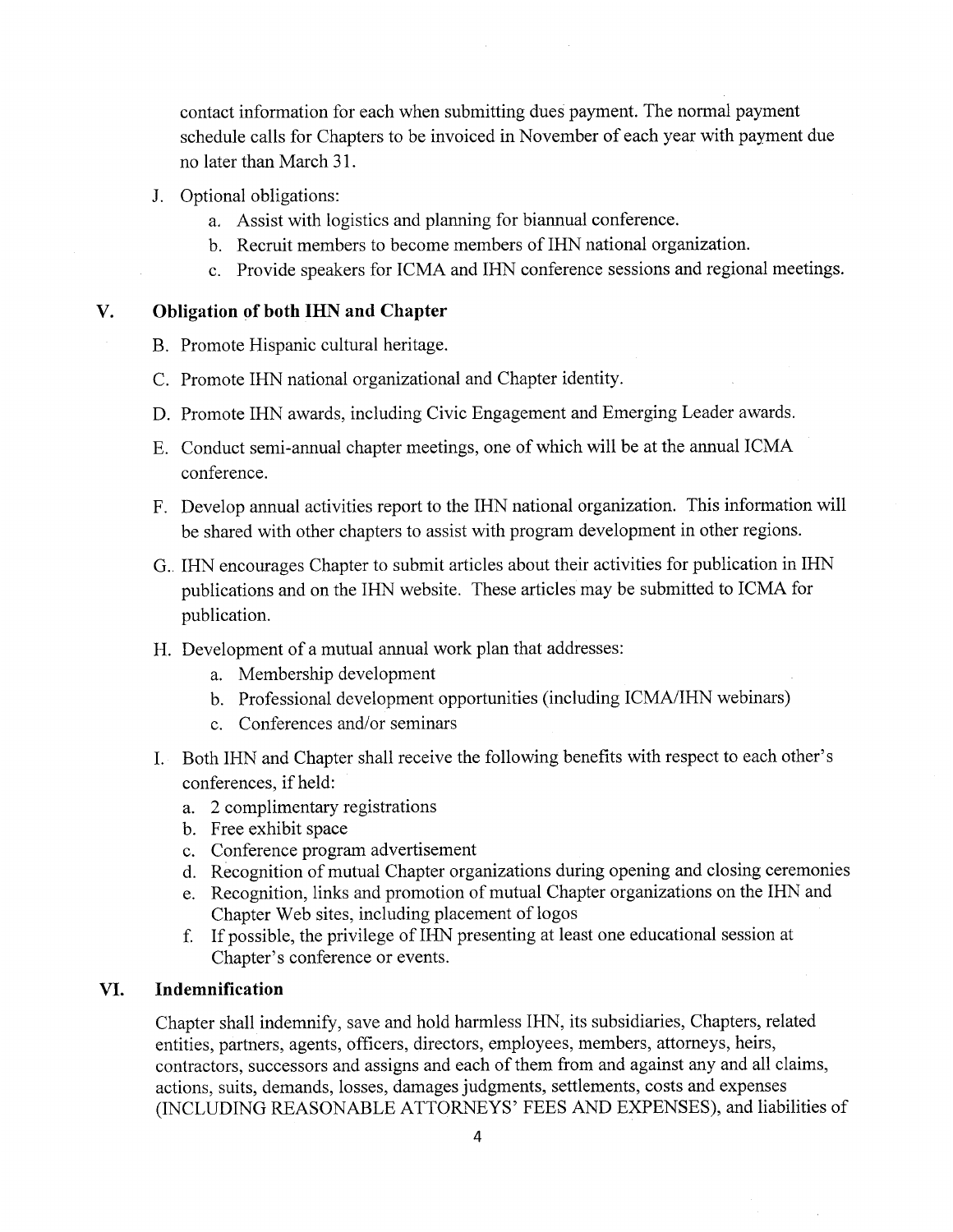contact information for each when submitting dues payment. The normal payment schedule calls for Chapters to be invoiced in November of each year with payment due no later than March 31.

J. Optional obligations:
   a. Assist with logistics and planning for biannual conference.
   b. Recruit members to become members of IHN national organization.
   c. Provide speakers for ICMA and IHN conference sessions and regional meetings.

## V. Obligation of both IHN and Chapter

B. Promote Hispanic cultural heritage.

C. Promote IHN national organizational and Chapter identity.

D. Promote IHN awards, including Civic Engagement and Emerging Leader awards.

E. Conduct semi-annual chapter meetings, one of which will be at the annual ICMA conference.

F. Develop annual activities report to the IHN national organization. This information will be shared with other chapters to assist with program development in other regions.

G. IHN encourages Chapter to submit articles about their activities for publication in IHN publications and on the IHN website. These articles may be submitted to ICMA for publication.

H. Development of a mutual annual work plan that addresses:
   a. Membership development
   b. Professional development opportunities (including ICMA/IHN webinars)
   c. Conferences and/or seminars

I. Both IHN and Chapter shall receive the following benefits with respect to each other's conferences, if held:
   a. 2 complimentary registrations
   b. Free exhibit space
   c. Conference program advertisement
   d. Recognition of mutual Chapter organizations during opening and closing ceremonies
   e. Recognition, links and promotion of mutual Chapter organizations on the IHN and Chapter Web sites, including placement of logos
   f. If possible, the privilege of IHN presenting at least one educational session at Chapter's conference or events.

## VI. Indemnification

Chapter shall indemnify, save and hold harmless IHN, its subsidiaries, Chapters, related entities, partners, agents, officers, directors, employees, members, attorneys, heirs, contractors, successors and assigns and each of them from and against any and all claims, actions, suits, demands, losses, damages judgments, settlements, costs and expenses (INCLUDING REASONABLE ATTORNEYS' FEES AND EXPENSES), and liabilities of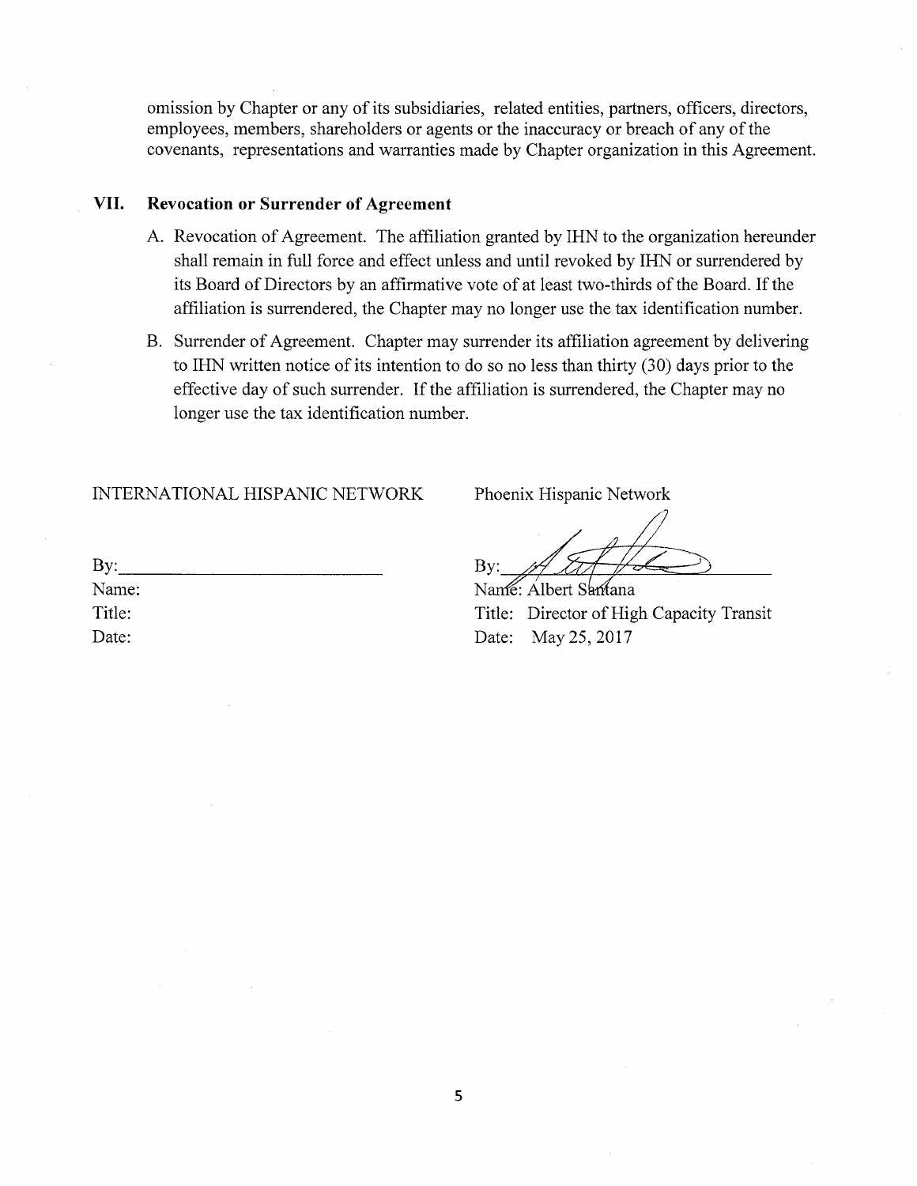omission by Chapter or any of its subsidiaries, related entities, partners, officers, directors, employees, members, shareholders or agents or the inaccuracy or breach of any of the covenants, representations and warranties made by Chapter organization in this Agreement.

## VII. Revocation or Surrender of Agreement

A. Revocation of Agreement. The affiliation granted by IHN to the organization hereunder shall remain in full force and effect unless and until revoked by IHN or surrendered by its Board of Directors by an affirmative vote of at least two-thirds of the Board. If the affiliation is surrendered, the Chapter may no longer use the tax identification number.

B. Surrender of Agreement. Chapter may surrender its affiliation agreement by delivering to IHN written notice of its intention to do so no less than thirty (30) days prior to the effective day of such surrender. If the affiliation is surrendered, the Chapter may no longer use the tax identification number.

INTERNATIONAL HISPANIC NETWORK

By:______________________________

Name:

Title:

Date:

Phoenix Hispanic Network

By: [signature]

Name: Albert Santana

Title: Director of High Capacity Transit

Date: May 25, 2017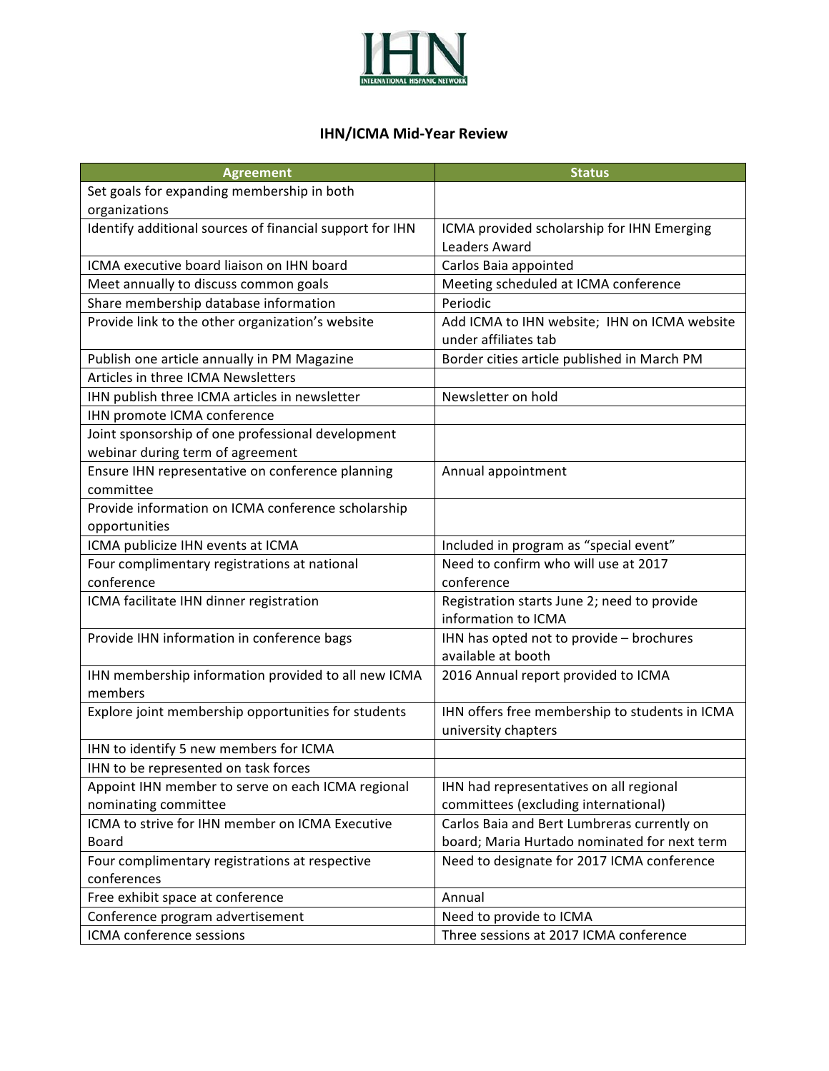# IHN/ICMA Mid-Year Review

| Agreement | Status |
|---|---|
| Set goals for expanding membership in both organizations | |
| Identify additional sources of financial support for IHN | ICMA provided scholarship for IHN Emerging Leaders Award |
| ICMA executive board liaison on IHN board | Carlos Baia appointed |
| Meet annually to discuss common goals | Meeting scheduled at ICMA conference |
| Share membership database information | Periodic |
| Provide link to the other organization's website | Add ICMA to IHN website; IHN on ICMA website under affiliates tab |
| Publish one article annually in PM Magazine | Border cities article published in March PM |
| Articles in three ICMA Newsletters | |
| IHN publish three ICMA articles in newsletter | Newsletter on hold |
| IHN promote ICMA conference | |
| Joint sponsorship of one professional development webinar during term of agreement | |
| Ensure IHN representative on conference planning committee | Annual appointment |
| Provide information on ICMA conference scholarship opportunities | |
| ICMA publicize IHN events at ICMA | Included in program as "special event" |
| Four complimentary registrations at national conference | Need to confirm who will use at 2017 conference |
| ICMA facilitate IHN dinner registration | Registration starts June 2; need to provide information to ICMA |
| Provide IHN information in conference bags | IHN has opted not to provide – brochures available at booth |
| IHN membership information provided to all new ICMA members | 2016 Annual report provided to ICMA |
| Explore joint membership opportunities for students | IHN offers free membership to students in ICMA university chapters |
| IHN to identify 5 new members for ICMA | |
| IHN to be represented on task forces | |
| Appoint IHN member to serve on each ICMA regional nominating committee | IHN had representatives on all regional committees (excluding international) |
| ICMA to strive for IHN member on ICMA Executive Board | Carlos Baia and Bert Lumbreras currently on board; Maria Hurtado nominated for next term |
| Four complimentary registrations at respective conferences | Need to designate for 2017 ICMA conference |
| Free exhibit space at conference | Annual |
| Conference program advertisement | Need to provide to ICMA |
| ICMA conference sessions | Three sessions at 2017 ICMA conference |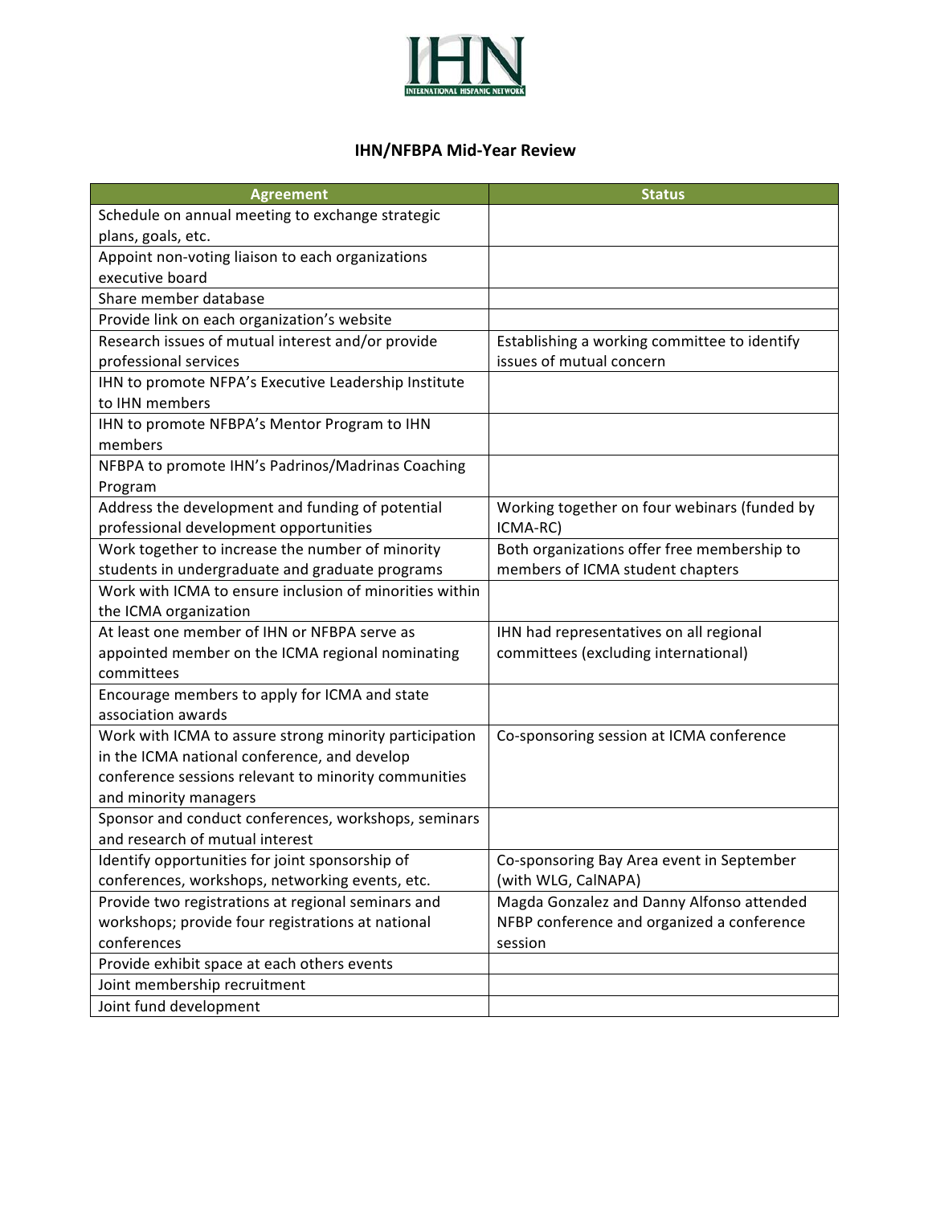IHN

INTERNATIONAL HISPANIC NETWORK

## IHN/NFBPA Mid-Year Review

| Agreement | Status |
|---|---|
| Schedule on annual meeting to exchange strategic plans, goals, etc. | |
| Appoint non-voting liaison to each organizations executive board | |
| Share member database | |
| Provide link on each organization's website | |
| Research issues of mutual interest and/or provide professional services | Establishing a working committee to identify issues of mutual concern |
| IHN to promote NFPA's Executive Leadership Institute to IHN members | |
| IHN to promote NFBPA's Mentor Program to IHN members | |
| NFBPA to promote IHN's Padrinos/Madrinas Coaching Program | |
| Address the development and funding of potential professional development opportunities | Working together on four webinars (funded by ICMA-RC) |
| Work together to increase the number of minority students in undergraduate and graduate programs | Both organizations offer free membership to members of ICMA student chapters |
| Work with ICMA to ensure inclusion of minorities within the ICMA organization | |
| At least one member of IHN or NFBPA serve as appointed member on the ICMA regional nominating committees | IHN had representatives on all regional committees (excluding international) |
| Encourage members to apply for ICMA and state association awards | |
| Work with ICMA to assure strong minority participation in the ICMA national conference, and develop conference sessions relevant to minority communities and minority managers | Co-sponsoring session at ICMA conference |
| Sponsor and conduct conferences, workshops, seminars and research of mutual interest | |
| Identify opportunities for joint sponsorship of conferences, workshops, networking events, etc. | Co-sponsoring Bay Area event in September (with WLG, CalNAPA) |
| Provide two registrations at regional seminars and workshops; provide four registrations at national conferences | Magda Gonzalez and Danny Alfonso attended NFBP conference and organized a conference session |
| Provide exhibit space at each others events | |
| Joint membership recruitment | |
| Joint fund development | |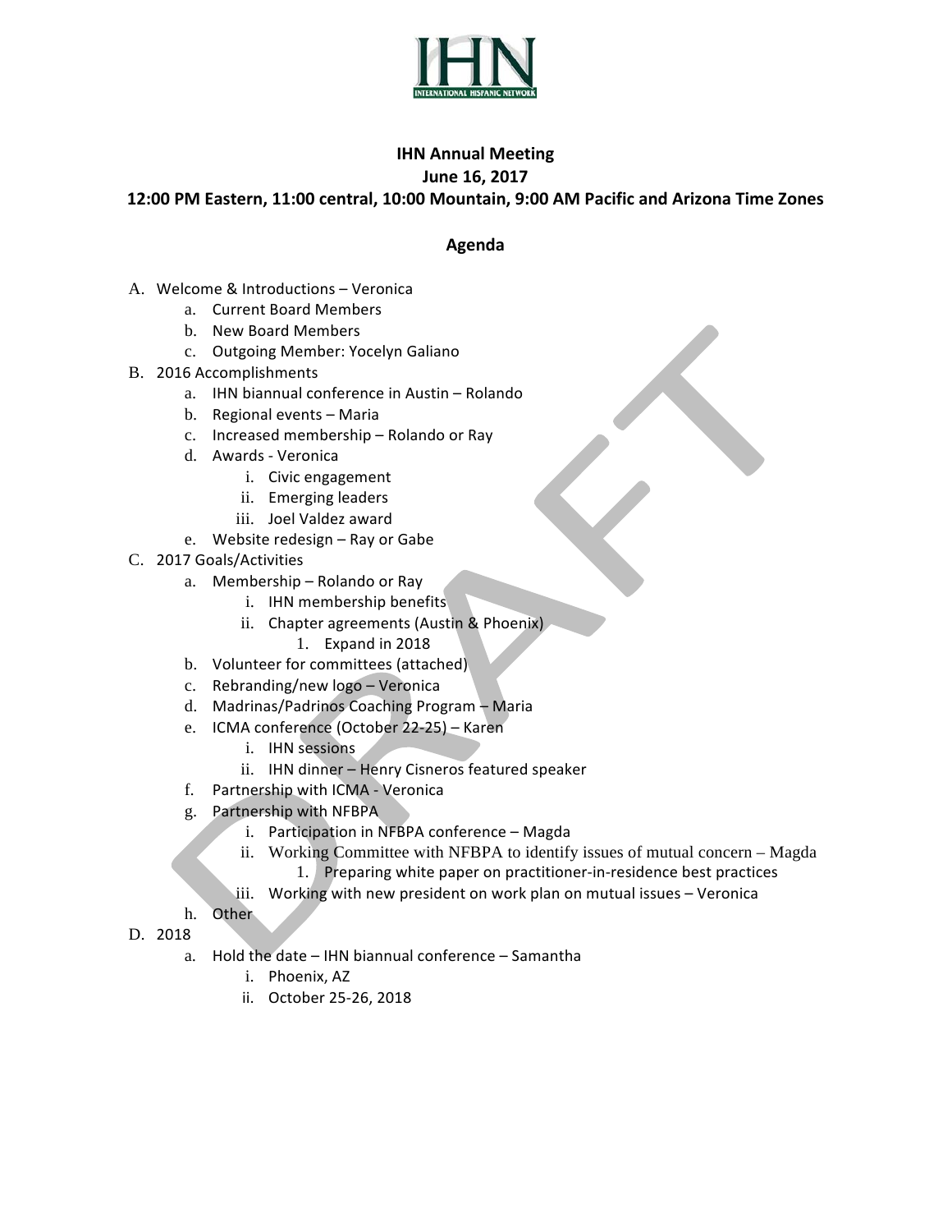IHN

INTERNATIONAL HISPANIC NETWORK

**IHN Annual Meeting**

**June 16, 2017**

**12:00 PM Eastern, 11:00 central, 10:00 Mountain, 9:00 AM Pacific and Arizona Time Zones**

**Agenda**

A. Welcome & Introductions – Veronica
   a. Current Board Members
   b. New Board Members
   c. Outgoing Member: Yocelyn Galiano
B. 2016 Accomplishments
   a. IHN biannual conference in Austin – Rolando
   b. Regional events – Maria
   c. Increased membership – Rolando or Ray
   d. Awards - Veronica
      i. Civic engagement
      ii. Emerging leaders
      iii. Joel Valdez award
   e. Website redesign – Ray or Gabe
C. 2017 Goals/Activities
   a. Membership – Rolando or Ray
      i. IHN membership benefits
      ii. Chapter agreements (Austin & Phoenix)
         1. Expand in 2018
   b. Volunteer for committees (attached)
   c. Rebranding/new logo – Veronica
   d. Madrinas/Padrinos Coaching Program – Maria
   e. ICMA conference (October 22-25) – Karen
      i. IHN sessions
      ii. IHN dinner – Henry Cisneros featured speaker
   f. Partnership with ICMA - Veronica
   g. Partnership with NFBPA
      i. Participation in NFBPA conference – Magda
      ii. Working Committee with NFBPA to identify issues of mutual concern – Magda
         1. Preparing white paper on practitioner-in-residence best practices
      iii. Working with new president on work plan on mutual issues – Veronica
   h. Other
D. 2018
   a. Hold the date – IHN biannual conference – Samantha
      i. Phoenix, AZ
      ii. October 25-26, 2018

DRAFT